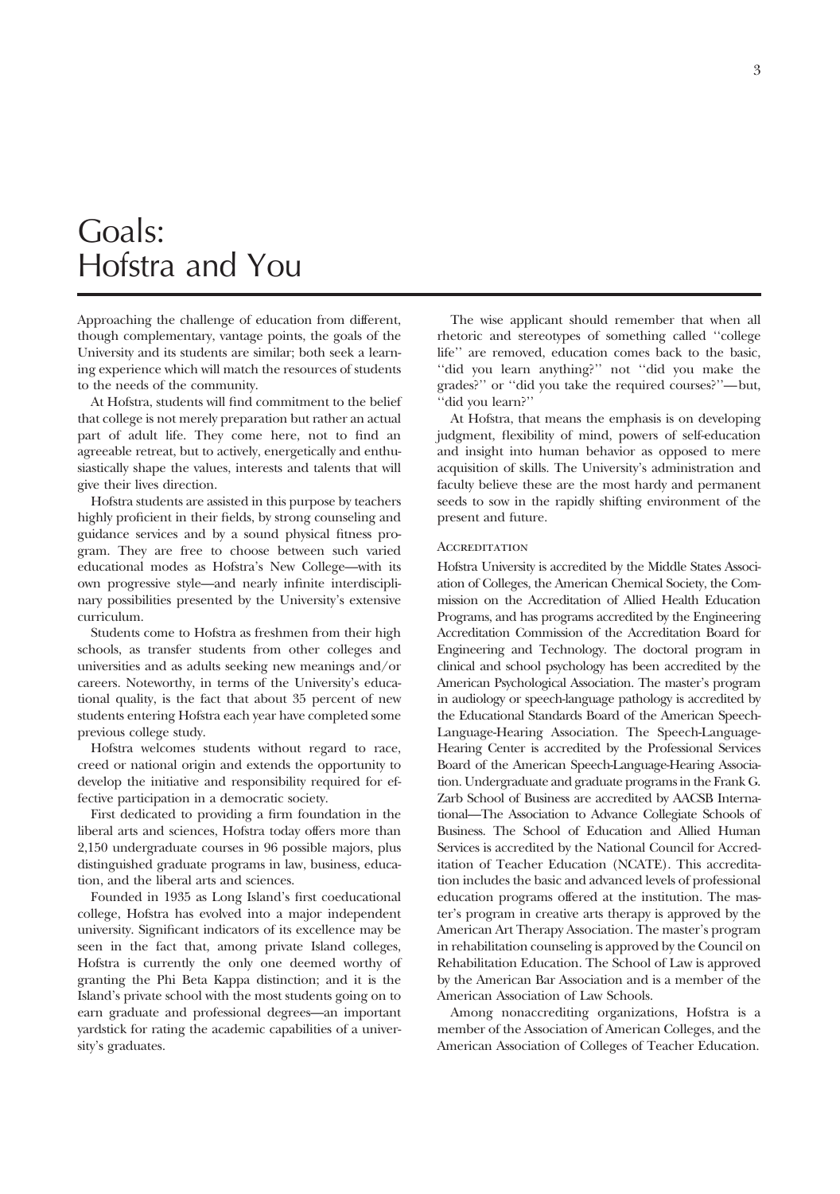# Goals: Hofstra and You

Approaching the challenge of education from different, though complementary, vantage points, the goals of the University and its students are similar; both seek a learning experience which will match the resources of students to the needs of the community.

At Hofstra, students will find commitment to the belief that college is not merely preparation but rather an actual part of adult life. They come here, not to find an agreeable retreat, but to actively, energetically and enthusiastically shape the values, interests and talents that will give their lives direction.

Hofstra students are assisted in this purpose by teachers highly proficient in their fields, by strong counseling and guidance services and by a sound physical fitness program. They are free to choose between such varied educational modes as Hofstra's New College—with its own progressive style—and nearly infinite interdisciplinary possibilities presented by the University's extensive curriculum.

Students come to Hofstra as freshmen from their high schools, as transfer students from other colleges and universities and as adults seeking new meanings and/or careers. Noteworthy, in terms of the University's educational quality, is the fact that about 35 percent of new students entering Hofstra each year have completed some previous college study.

Hofstra welcomes students without regard to race, creed or national origin and extends the opportunity to develop the initiative and responsibility required for effective participation in a democratic society.

First dedicated to providing a firm foundation in the liberal arts and sciences, Hofstra today offers more than 2,150 undergraduate courses in 96 possible majors, plus distinguished graduate programs in law, business, education, and the liberal arts and sciences.

Founded in 1935 as Long Island's first coeducational college, Hofstra has evolved into a major independent university. Significant indicators of its excellence may be seen in the fact that, among private Island colleges, Hofstra is currently the only one deemed worthy of granting the Phi Beta Kappa distinction; and it is the Island's private school with the most students going on to earn graduate and professional degrees—an important yardstick for rating the academic capabilities of a university's graduates.

The wise applicant should remember that when all rhetoric and stereotypes of something called "college life" are removed, education comes back to the basic, "did you learn anything?" not "did you make the grades?" or "did you take the required courses?"—but, "did you learn?"

At Hofstra, that means the emphasis is on developing judgment, flexibility of mind, powers of self-education and insight into human behavior as opposed to mere acquisition of skills. The University's administration and faculty believe these are the most hardy and permanent seeds to sow in the rapidly shifting environment of the present and future.

## Accreditation

Hofstra University is accredited by the Middle States Association of Colleges, the American Chemical Society, the Commission on the Accreditation of Allied Health Education Programs, and has programs accredited by the Engineering Accreditation Commission of the Accreditation Board for Engineering and Technology. The doctoral program in clinical and school psychology has been accredited by the American Psychological Association. The master's program in audiology or speech-language pathology is accredited by the Educational Standards Board of the American Speech-Language-Hearing Association. The Speech-Language-Hearing Center is accredited by the Professional Services Board of the American Speech-Language-Hearing Association. Undergraduate and graduate programs in the Frank G. Zarb School of Business are accredited by AACSB International—The Association to Advance Collegiate Schools of Business. The School of Education and Allied Human Services is accredited by the National Council for Accreditation of Teacher Education (NCATE). This accreditation includes the basic and advanced levels of professional education programs offered at the institution. The master's program in creative arts therapy is approved by the American Art Therapy Association. The master's program in rehabilitation counseling is approved by the Council on Rehabilitation Education. The School of Law is approved by the American Bar Association and is a member of the American Association of Law Schools.

Among nonaccrediting organizations, Hofstra is a member of the Association of American Colleges, and the American Association of Colleges of Teacher Education.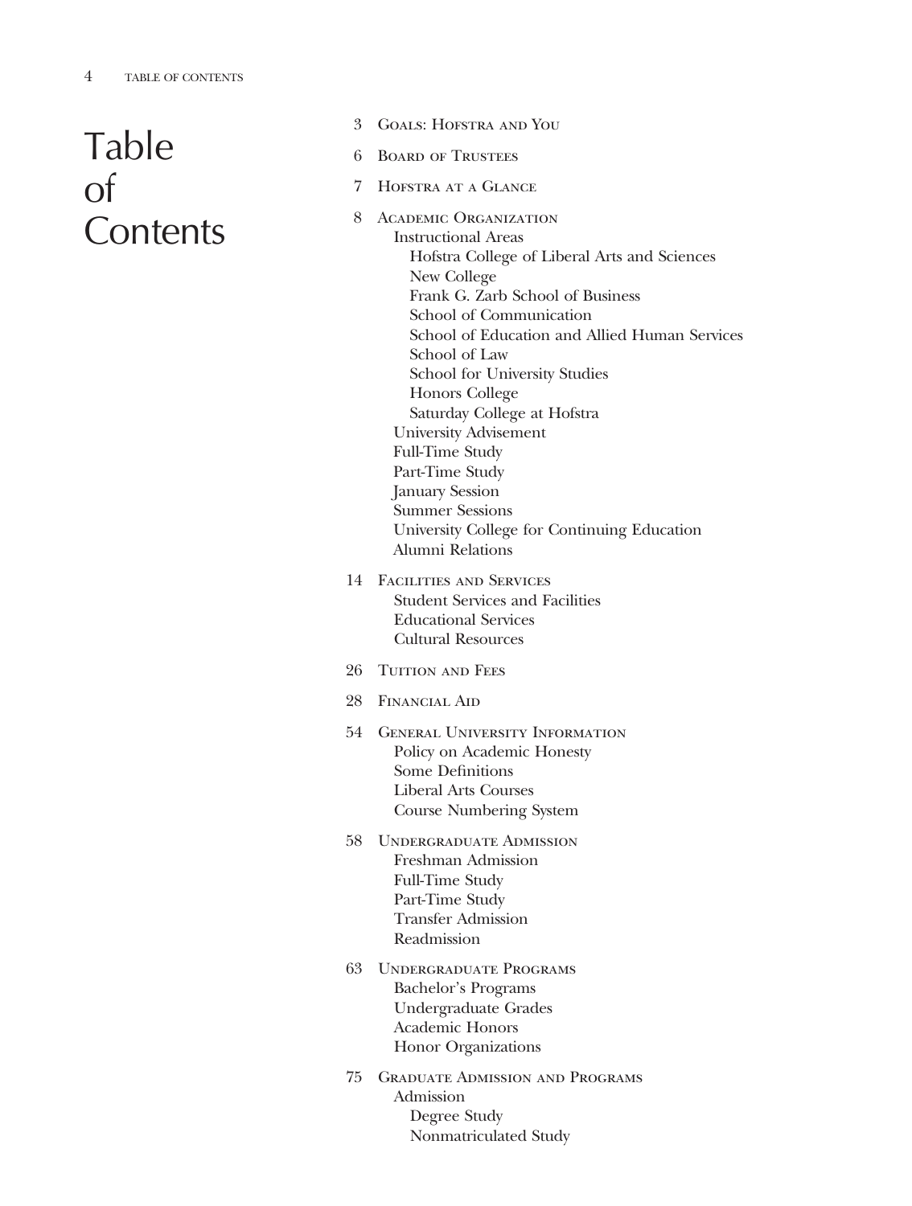# Table of Contents

- 3 Goals: Hofstra and You
- 6 Board of Trustees
- 7 Hofstra at a Glance
- 8 Academic Organization
  - Instructional Areas
    - Hofstra College of Liberal Arts and Sciences
    - New College
    - Frank G. Zarb School of Business
    - School of Communication
    - School of Education and Allied Human Services
    - School of Law
    - School for University Studies
    - Honors College
    - Saturday College at Hofstra
  - University Advisement
  - Full-Time Study
  - Part-Time Study
  - January Session
  - Summer Sessions
  - University College for Continuing Education
  - Alumni Relations
- 14 Facilities and Services
  - Student Services and Facilities
  - Educational Services
  - Cultural Resources
- 26 Tuition and Fees
- 28 Financial Aid
- 54 General University Information
  - Policy on Academic Honesty
  - Some Definitions
  - Liberal Arts Courses
  - Course Numbering System
- 58 Undergraduate Admission
  - Freshman Admission
  - Full-Time Study
  - Part-Time Study
  - Transfer Admission
  - Readmission
- 63 Undergraduate Programs
  - Bachelor's Programs
  - Undergraduate Grades
  - Academic Honors
  - Honor Organizations
- 75 Graduate Admission and Programs
  - Admission
    - Degree Study
    - Nonmatriculated Study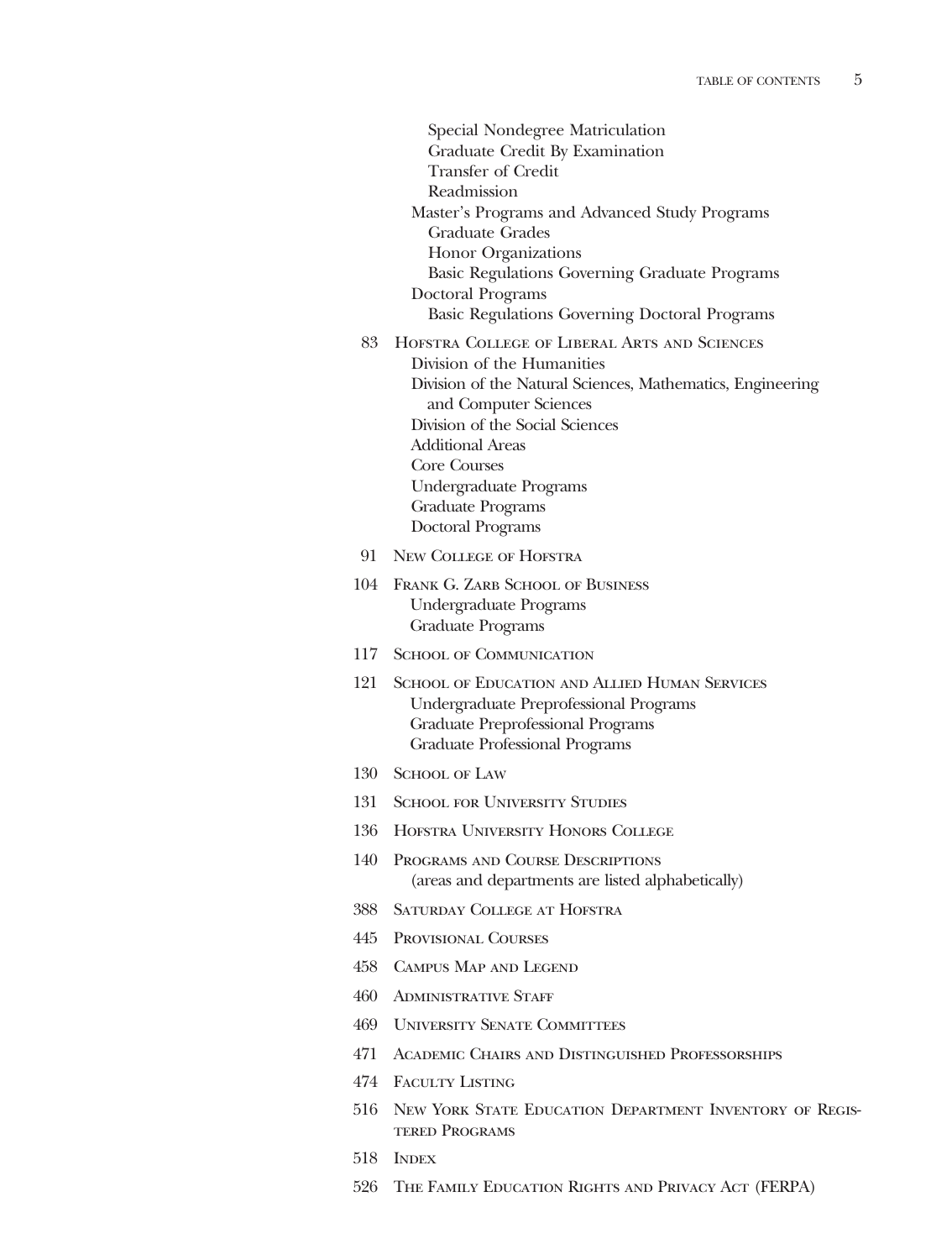Special Nondegree Matriculation
Graduate Credit By Examination
Transfer of Credit
Readmission

Master's Programs and Advanced Study Programs
Graduate Grades
Honor Organizations
Basic Regulations Governing Graduate Programs

Doctoral Programs
Basic Regulations Governing Doctoral Programs

83 HOFSTRA COLLEGE OF LIBERAL ARTS AND SCIENCES
Division of the Humanities
Division of the Natural Sciences, Mathematics, Engineering and Computer Sciences
Division of the Social Sciences
Additional Areas
Core Courses
Undergraduate Programs
Graduate Programs
Doctoral Programs

91 NEW COLLEGE OF HOFSTRA

104 FRANK G. ZARB SCHOOL OF BUSINESS
Undergraduate Programs
Graduate Programs

117 SCHOOL OF COMMUNICATION

121 SCHOOL OF EDUCATION AND ALLIED HUMAN SERVICES
Undergraduate Preprofessional Programs
Graduate Preprofessional Programs
Graduate Professional Programs

130 SCHOOL OF LAW

131 SCHOOL FOR UNIVERSITY STUDIES

136 HOFSTRA UNIVERSITY HONORS COLLEGE

140 PROGRAMS AND COURSE DESCRIPTIONS
(areas and departments are listed alphabetically)

388 SATURDAY COLLEGE AT HOFSTRA

445 PROVISIONAL COURSES

458 CAMPUS MAP AND LEGEND

460 ADMINISTRATIVE STAFF

469 UNIVERSITY SENATE COMMITTEES

471 ACADEMIC CHAIRS AND DISTINGUISHED PROFESSORSHIPS

474 FACULTY LISTING

516 NEW YORK STATE EDUCATION DEPARTMENT INVENTORY OF REGISTERED PROGRAMS

518 INDEX

526 THE FAMILY EDUCATION RIGHTS AND PRIVACY ACT (FERPA)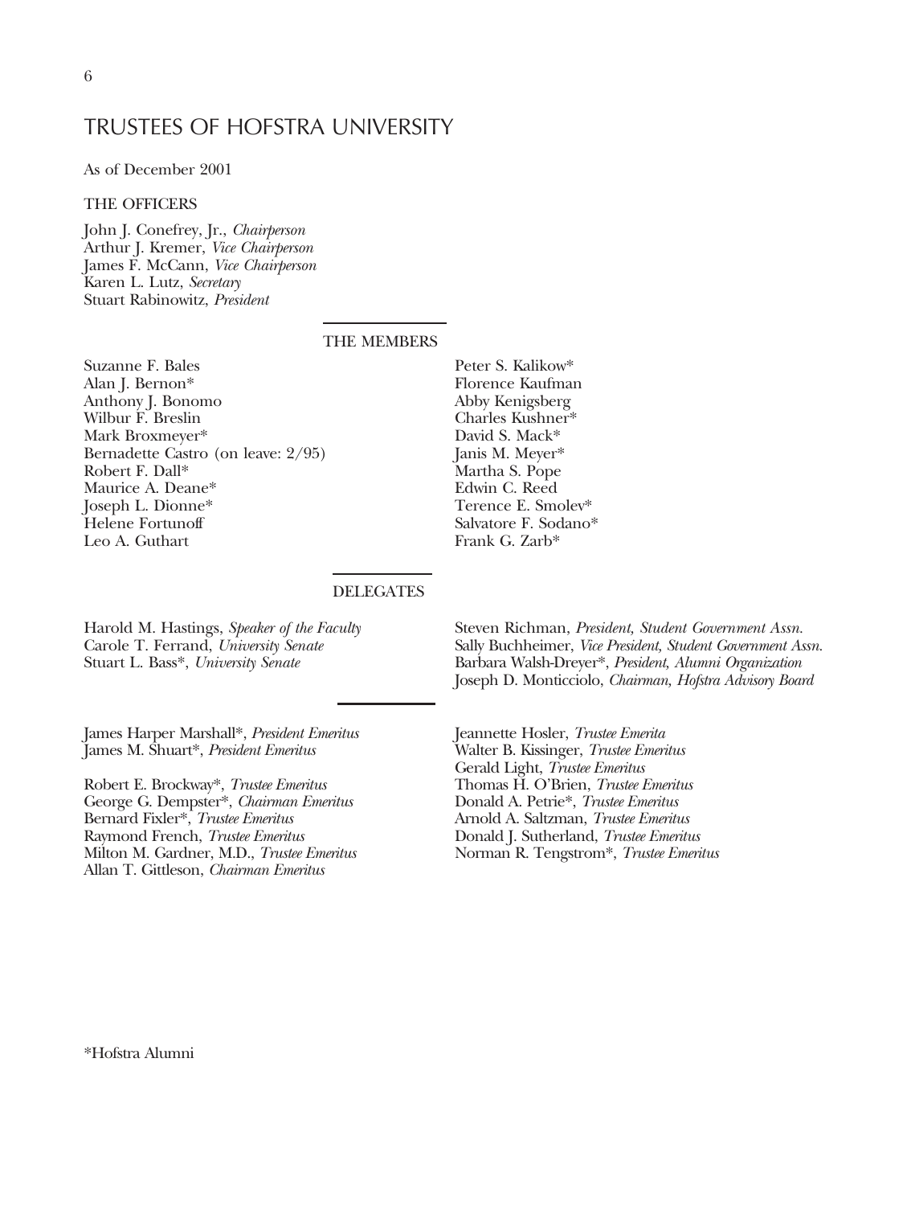# TRUSTEES OF HOFSTRA UNIVERSITY

As of December 2001

## THE OFFICERS

John J. Conefrey, Jr., *Chairperson*
Arthur J. Kremer, *Vice Chairperson*
James F. McCann, *Vice Chairperson*
Karen L. Lutz, *Secretary*
Stuart Rabinowitz, *President*

## THE MEMBERS

Suzanne F. Bales
Alan J. Bernon*
Anthony J. Bonomo
Wilbur F. Breslin
Mark Broxmeyer*
Bernadette Castro (on leave: 2/95)
Robert F. Dall*
Maurice A. Deane*
Joseph L. Dionne*
Helene Fortunoff
Leo A. Guthart
Peter S. Kalikow*
Florence Kaufman
Abby Kenigsberg
Charles Kushner*
David S. Mack*
Janis M. Meyer*
Martha S. Pope
Edwin C. Reed
Terence E. Smolev*
Salvatore F. Sodano*
Frank G. Zarb*

## DELEGATES

Harold M. Hastings, *Speaker of the Faculty*
Carole T. Ferrand, *University Senate*
Stuart L. Bass*, *University Senate*
Steven Richman, *President, Student Government Assn.*
Sally Buchheimer, *Vice President, Student Government Assn.*
Barbara Walsh-Dreyer*, *President, Alumni Organization*
Joseph D. Monticciolo, *Chairman, Hofstra Advisory Board*

---

James Harper Marshall*, *President Emeritus*
James M. Shuart*, *President Emeritus*

Robert E. Brockway*, *Trustee Emeritus*
George G. Dempster*, *Chairman Emeritus*
Bernard Fixler*, *Trustee Emeritus*
Raymond French, *Trustee Emeritus*
Milton M. Gardner, M.D., *Trustee Emeritus*
Allan T. Gittleson, *Chairman Emeritus*
Jeannette Hosler, *Trustee Emerita*
Walter B. Kissinger, *Trustee Emeritus*
Gerald Light, *Trustee Emeritus*
Thomas H. O'Brien, *Trustee Emeritus*
Donald A. Petrie*, *Trustee Emeritus*
Arnold A. Saltzman, *Trustee Emeritus*
Donald J. Sutherland, *Trustee Emeritus*
Norman R. Tengstrom*, *Trustee Emeritus*

*Hofstra Alumni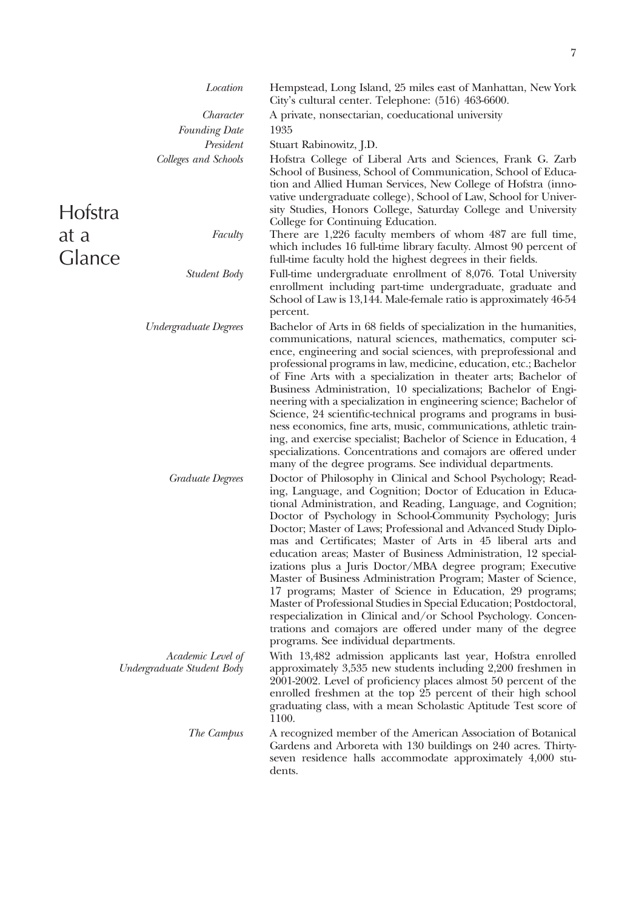# Hofstra at a Glance

*Location*
Hempstead, Long Island, 25 miles east of Manhattan, New York City's cultural center. Telephone: (516) 463-6600.

*Character*
A private, nonsectarian, coeducational university

*Founding Date*
1935

*President*
Stuart Rabinowitz, J.D.

*Colleges and Schools*
Hofstra College of Liberal Arts and Sciences, Frank G. Zarb School of Business, School of Communication, School of Education and Allied Human Services, New College of Hofstra (innovative undergraduate college), School of Law, School for University Studies, Honors College, Saturday College and University College for Continuing Education.

*Faculty*
There are 1,226 faculty members of whom 487 are full time, which includes 16 full-time library faculty. Almost 90 percent of full-time faculty hold the highest degrees in their fields.

*Student Body*
Full-time undergraduate enrollment of 8,076. Total University enrollment including part-time undergraduate, graduate and School of Law is 13,144. Male-female ratio is approximately 46-54 percent.

*Undergraduate Degrees*
Bachelor of Arts in 68 fields of specialization in the humanities, communications, natural sciences, mathematics, computer science, engineering and social sciences, with preprofessional and professional programs in law, medicine, education, etc.; Bachelor of Fine Arts with a specialization in theater arts; Bachelor of Business Administration, 10 specializations; Bachelor of Engineering with a specialization in engineering science; Bachelor of Science, 24 scientific-technical programs and programs in business economics, fine arts, music, communications, athletic training, and exercise specialist; Bachelor of Science in Education, 4 specializations. Concentrations and comajors are offered under many of the degree programs. See individual departments.

*Graduate Degrees*
Doctor of Philosophy in Clinical and School Psychology; Reading, Language, and Cognition; Doctor of Education in Educational Administration, and Reading, Language, and Cognition; Doctor of Psychology in School-Community Psychology; Juris Doctor; Master of Laws; Professional and Advanced Study Diplomas and Certificates; Master of Arts in 45 liberal arts and education areas; Master of Business Administration, 12 specializations plus a Juris Doctor/MBA degree program; Executive Master of Business Administration Program; Master of Science, 17 programs; Master of Science in Education, 29 programs; Master of Professional Studies in Special Education; Postdoctoral, respecialization in Clinical and/or School Psychology. Concentrations and comajors are offered under many of the degree programs. See individual departments.

*Academic Level of Undergraduate Student Body*
With 13,482 admission applicants last year, Hofstra enrolled approximately 3,535 new students including 2,200 freshmen in 2001-2002. Level of proficiency places almost 50 percent of the enrolled freshmen at the top 25 percent of their high school graduating class, with a mean Scholastic Aptitude Test score of 1100.

*The Campus*
A recognized member of the American Association of Botanical Gardens and Arboreta with 130 buildings on 240 acres. Thirty-seven residence halls accommodate approximately 4,000 students.